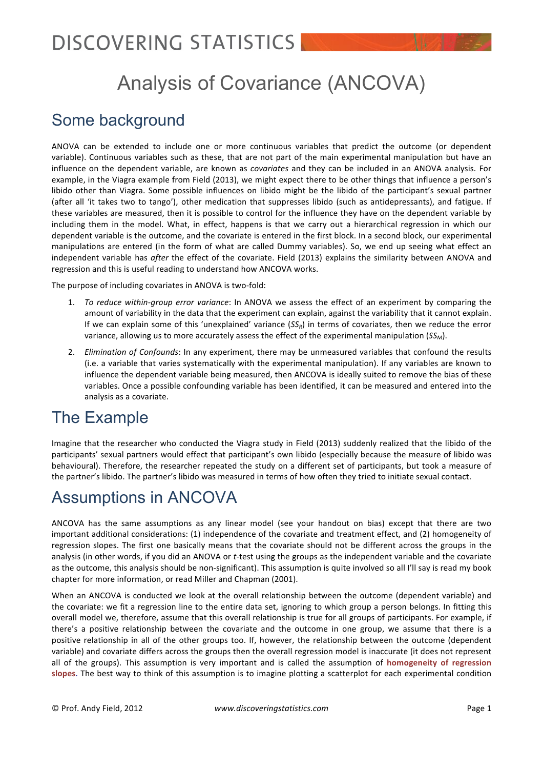# Analysis of Covariance (ANCOVA)

## Some background

ANOVA can be extended to include one or more continuous variables that predict the outcome (or dependent variable). Continuous variables such as these, that are not part of the main experimental manipulation but have an influence on the dependent variable, are known as *covariates* and they can be included in an ANOVA analysis. For example, in the Viagra example from Field (2013), we might expect there to be other things that influence a person's libido other than Viagra. Some possible influences on libido might be the libido of the participant's sexual partner (after all 'it takes two to tango'), other medication that suppresses libido (such as antidepressants), and fatigue. If these variables are measured, then it is possible to control for the influence they have on the dependent variable by including them in the model. What, in effect, happens is that we carry out a hierarchical regression in which our dependent variable is the outcome, and the covariate is entered in the first block. In a second block, our experimental manipulations are entered (in the form of what are called Dummy variables). So, we end up seeing what effect an independent variable has *after* the effect of the covariate. Field (2013) explains the similarity between ANOVA and regression and this is useful reading to understand how ANCOVA works.

The purpose of including covariates in ANOVA is two-fold:

1. *To reduce within-group error variance*: In ANOVA we assess the effect of an experiment by comparing the amount of variability in the data that the experiment can explain, against the variability that it cannot explain. If we can explain some of this 'unexplained' variance ($SS_R$) in terms of covariates, then we reduce the error variance, allowing us to more accurately assess the effect of the experimental manipulation ($SS_M$).
2. *Elimination of Confounds*: In any experiment, there may be unmeasured variables that confound the results (i.e. a variable that varies systematically with the experimental manipulation). If any variables are known to influence the dependent variable being measured, then ANCOVA is ideally suited to remove the bias of these variables. Once a possible confounding variable has been identified, it can be measured and entered into the analysis as a covariate.

## The Example

Imagine that the researcher who conducted the Viagra study in Field (2013) suddenly realized that the libido of the participants' sexual partners would effect that participant's own libido (especially because the measure of libido was behavioural). Therefore, the researcher repeated the study on a different set of participants, but took a measure of the partner's libido. The partner's libido was measured in terms of how often they tried to initiate sexual contact.

## Assumptions in ANCOVA

ANCOVA has the same assumptions as any linear model (see your handout on bias) except that there are two important additional considerations: (1) independence of the covariate and treatment effect, and (2) homogeneity of regression slopes. The first one basically means that the covariate should not be different across the groups in the analysis (in other words, if you did an ANOVA or *t*-test using the groups as the independent variable and the covariate as the outcome, this analysis should be non-significant). This assumption is quite involved so all I'll say is read my book chapter for more information, or read Miller and Chapman (2001).

When an ANCOVA is conducted we look at the overall relationship between the outcome (dependent variable) and the covariate: we fit a regression line to the entire data set, ignoring to which group a person belongs. In fitting this overall model we, therefore, assume that this overall relationship is true for all groups of participants. For example, if there's a positive relationship between the covariate and the outcome in one group, we assume that there is a positive relationship in all of the other groups too. If, however, the relationship between the outcome (dependent variable) and covariate differs across the groups then the overall regression model is inaccurate (it does not represent all of the groups). This assumption is very important and is called the assumption of **homogeneity of regression slopes**. The best way to think of this assumption is to imagine plotting a scatterplot for each experimental condition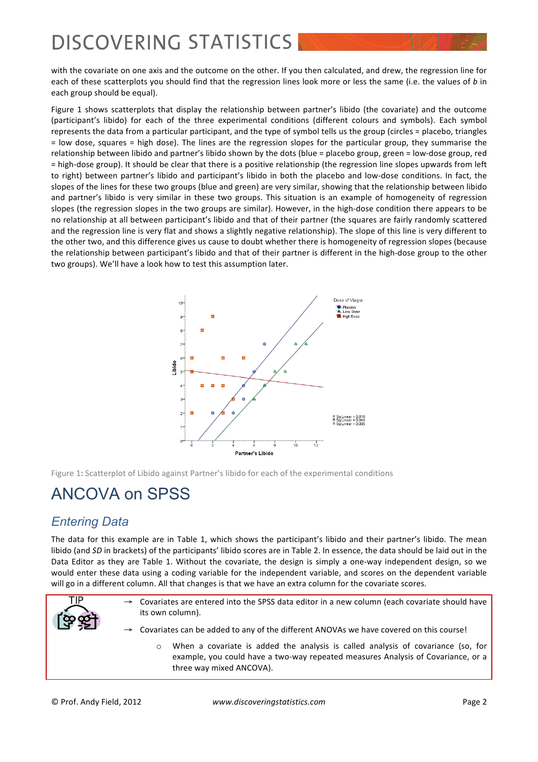with the covariate on one axis and the outcome on the other. If you then calculated, and drew, the regression line for each of these scatterplots you should find that the regression lines look more or less the same (i.e. the values of *b* in each group should be equal).

Figure 1 shows scatterplots that display the relationship between partner's libido (the covariate) and the outcome (participant's libido) for each of the three experimental conditions (different colours and symbols). Each symbol represents the data from a particular participant, and the type of symbol tells us the group (circles = placebo, triangles = low dose, squares = high dose). The lines are the regression slopes for the particular group, they summarise the relationship between libido and partner's libido shown by the dots (blue = placebo group, green = low-dose group, red = high-dose group). It should be clear that there is a positive relationship (the regression line slopes upwards from left to right) between partner's libido and participant's libido in both the placebo and low-dose conditions. In fact, the slopes of the lines for these two groups (blue and green) are very similar, showing that the relationship between libido and partner's libido is very similar in these two groups. This situation is an example of homogeneity of regression slopes (the regression slopes in the two groups are similar). However, in the high-dose condition there appears to be no relationship at all between participant's libido and that of their partner (the squares are fairly randomly scattered and the regression line is very flat and shows a slightly negative relationship). The slope of this line is very different to the other two, and this difference gives us cause to doubt whether there is homogeneity of regression slopes (because the relationship between participant's libido and that of their partner is different in the high-dose group to the other two groups). We'll have a look how to test this assumption later.

Figure 1: Scatterplot of Libido against Partner's libido for each of the experimental conditions

# ANCOVA on SPSS

## *Entering Data*

The data for this example are in Table 1, which shows the participant's libido and their partner's libido. The mean libido (and *SD* in brackets) of the participants' libido scores are in Table 2. In essence, the data should be laid out in the Data Editor as they are Table 1. Without the covariate, the design is simply a one-way independent design, so we would enter these data using a coding variable for the independent variable, and scores on the dependent variable will go in a different column. All that changes is that we have an extra column for the covariate scores.

TIP

- Covariates are entered into the SPSS data editor in a new column (each covariate should have its own column).
- Covariates can be added to any of the different ANOVAs we have covered on this course!
  - When a covariate is added the analysis is called analysis of covariance (so, for example, you could have a two-way repeated measures Analysis of Covariance, or a three way mixed ANCOVA).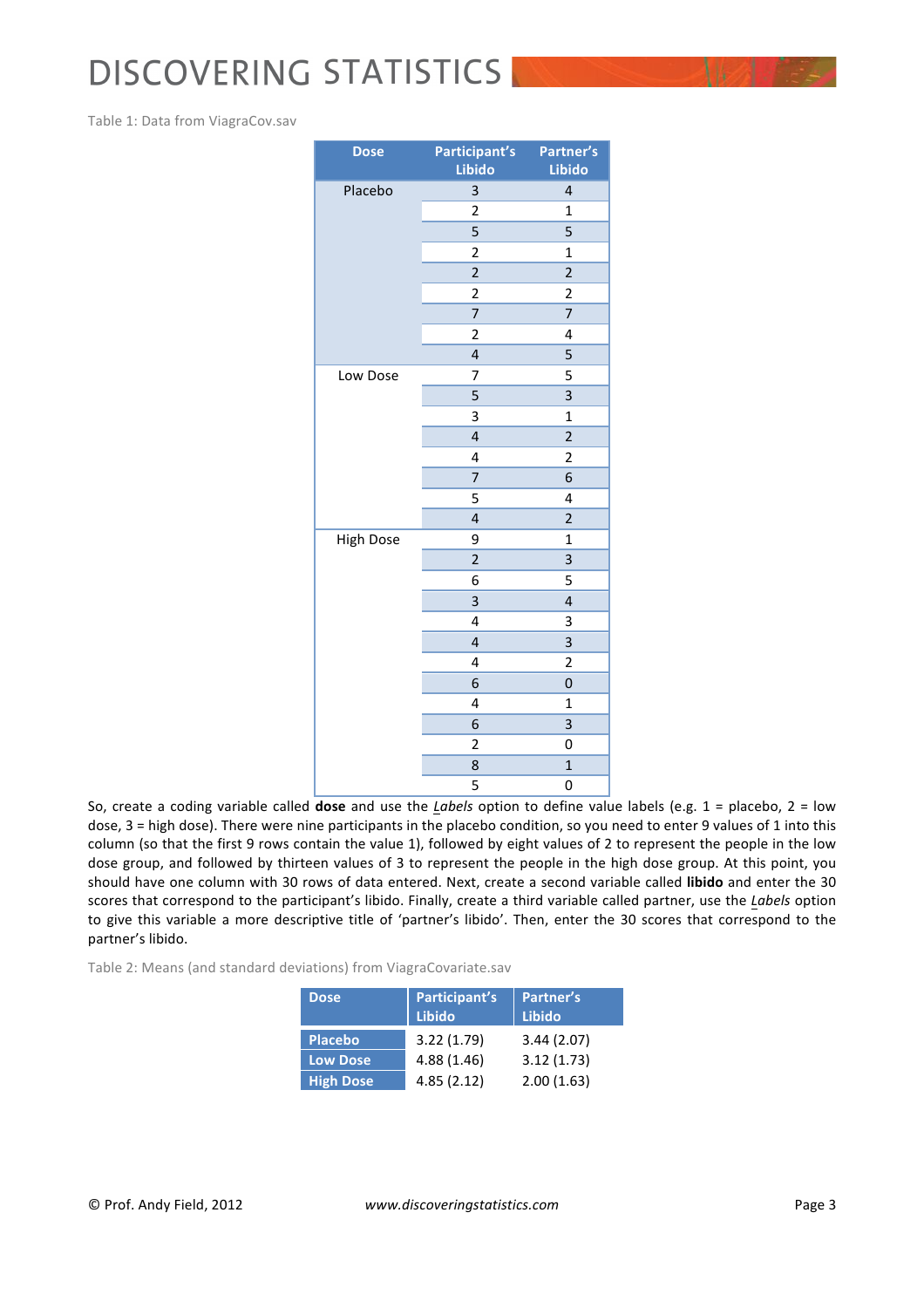Table 1: Data from ViagraCov.sav

| Dose | Participant's Libido | Partner's Libido |
|---|---|---|
| Placebo | 3 | 4 |
| | 2 | 1 |
| | 5 | 5 |
| | 2 | 1 |
| | 2 | 2 |
| | 2 | 2 |
| | 7 | 7 |
| | 2 | 4 |
| | 4 | 5 |
| Low Dose | 7 | 5 |
| | 5 | 3 |
| | 3 | 1 |
| | 4 | 2 |
| | 4 | 2 |
| | 7 | 6 |
| | 5 | 4 |
| | 4 | 2 |
| High Dose | 9 | 1 |
| | 2 | 3 |
| | 6 | 5 |
| | 3 | 4 |
| | 4 | 3 |
| | 4 | 3 |
| | 4 | 2 |
| | 6 | 0 |
| | 4 | 1 |
| | 6 | 3 |
| | 2 | 0 |
| | 8 | 1 |
| | 5 | 0 |

So, create a coding variable called **dose** and use the *Labels* option to define value labels (e.g. 1 = placebo, 2 = low dose, 3 = high dose). There were nine participants in the placebo condition, so you need to enter 9 values of 1 into this column (so that the first 9 rows contain the value 1), followed by eight values of 2 to represent the people in the low dose group, and followed by thirteen values of 3 to represent the people in the high dose group. At this point, you should have one column with 30 rows of data entered. Next, create a second variable called **libido** and enter the 30 scores that correspond to the participant's libido. Finally, create a third variable called partner, use the *Labels* option to give this variable a more descriptive title of 'partner's libido'. Then, enter the 30 scores that correspond to the partner's libido.

Table 2: Means (and standard deviations) from ViagraCovariate.sav

| Dose | Participant's Libido | Partner's Libido |
|---|---|---|
| Placebo | 3.22 (1.79) | 3.44 (2.07) |
| Low Dose | 4.88 (1.46) | 3.12 (1.73) |
| High Dose | 4.85 (2.12) | 2.00 (1.63) |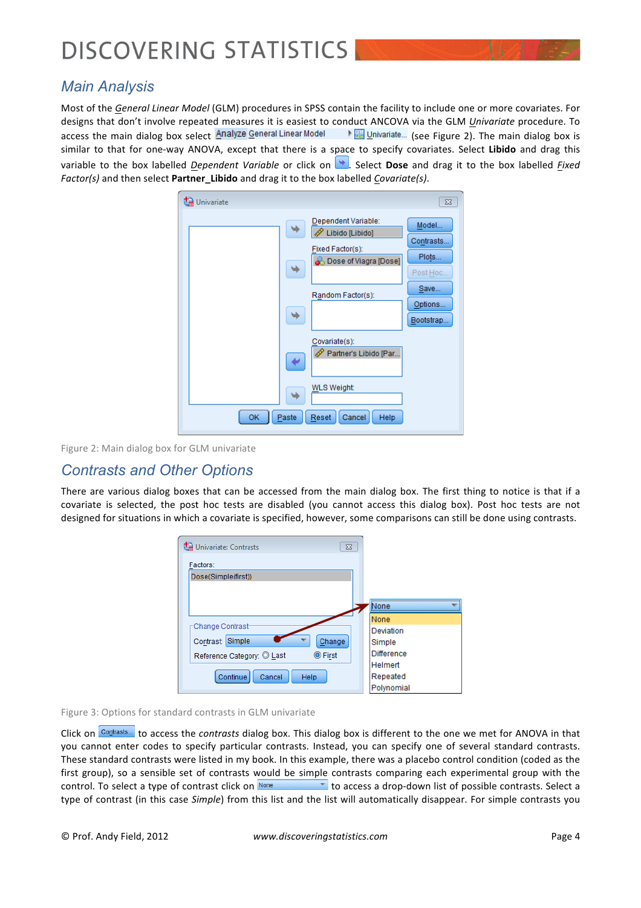## Main Analysis

Most of the *General Linear Model* (GLM) procedures in SPSS contain the facility to include one or more covariates. For designs that don't involve repeated measures it is easiest to conduct ANCOVA via the GLM *Univariate* procedure. To access the main dialog box select Analyze General Linear Model ▸ Univariate... (see Figure 2). The main dialog box is similar to that for one-way ANOVA, except that there is a space to specify covariates. Select **Libido** and drag this variable to the box labelled *Dependent Variable* or click on [arrow]. Select **Dose** and drag it to the box labelled *Fixed Factor(s)* and then select **Partner_Libido** and drag it to the box labelled *Covariate(s)*.

Figure 2: Main dialog box for GLM univariate

## Contrasts and Other Options

There are various dialog boxes that can be accessed from the main dialog box. The first thing to notice is that if a covariate is selected, the post hoc tests are disabled (you cannot access this dialog box). Post hoc tests are not designed for situations in which a covariate is specified, however, some comparisons can still be done using contrasts.

Figure 3: Options for standard contrasts in GLM univariate

Click on Contrasts... to access the *contrasts* dialog box. This dialog box is different to the one we met for ANOVA in that you cannot enter codes to specify particular contrasts. Instead, you can specify one of several standard contrasts. These standard contrasts were listed in my book. In this example, there was a placebo control condition (coded as the first group), so a sensible set of contrasts would be simple contrasts comparing each experimental group with the control. To select a type of contrast click on None to access a drop-down list of possible contrasts. Select a type of contrast (in this case *Simple*) from this list and the list will automatically disappear. For simple contrasts you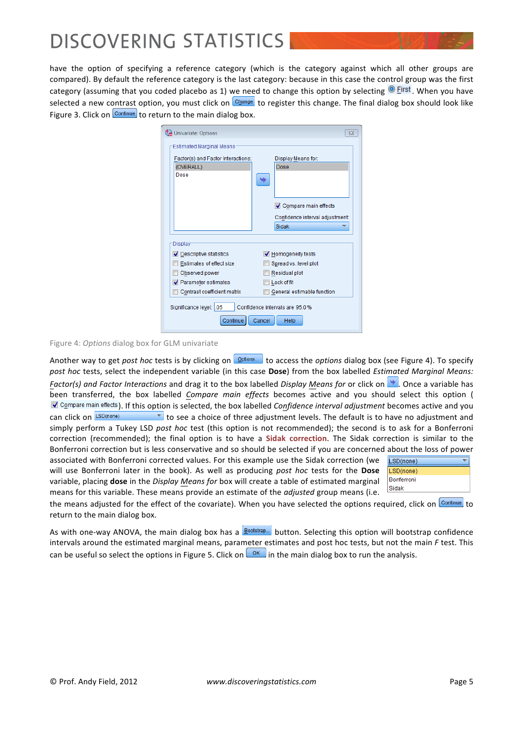have the option of specifying a reference category (which is the category against which all other groups are compared). By default the reference category is the last category: because in this case the control group was the first category (assuming that you coded placebo as 1) we need to change this option by selecting First. When you have selected a new contrast option, you must click on Change to register this change. The final dialog box should look like Figure 3. Click on Continue to return to the main dialog box.

Figure 4: *Options* dialog box for GLM univariate

Another way to get *post hoc* tests is by clicking on Options... to access the *options* dialog box (see Figure 4). To specify *post hoc* tests, select the independent variable (in this case **Dose**) from the box labelled *Estimated Marginal Means: Factor(s) and Factor Interactions* and drag it to the box labelled *Display Means for* or click on the arrow button. Once a variable has been transferred, the box labelled *Compare main effects* becomes active and you should select this option (Compare main effects). If this option is selected, the box labelled *Confidence interval adjustment* becomes active and you can click on LSD(none) to see a choice of three adjustment levels. The default is to have no adjustment and simply perform a Tukey LSD *post hoc* test (this option is not recommended); the second is to ask for a Bonferroni correction (recommended); the final option is to have a **Sidak correction**. The Sidak correction is similar to the Bonferroni correction but is less conservative and so should be selected if you are concerned about the loss of power associated with Bonferroni corrected values. For this example use the Sidak correction (we will use Bonferroni later in the book). As well as producing *post hoc* tests for the **Dose** variable, placing **dose** in the *Display Means for* box will create a table of estimated marginal means for this variable. These means provide an estimate of the *adjusted* group means (i.e. the means adjusted for the effect of the covariate). When you have selected the options required, click on Continue to return to the main dialog box.

As with one-way ANOVA, the main dialog box has a Bootstrap... button. Selecting this option will bootstrap confidence intervals around the estimated marginal means, parameter estimates and post hoc tests, but not the main *F* test. This can be useful so select the options in Figure 5. Click on OK in the main dialog box to run the analysis.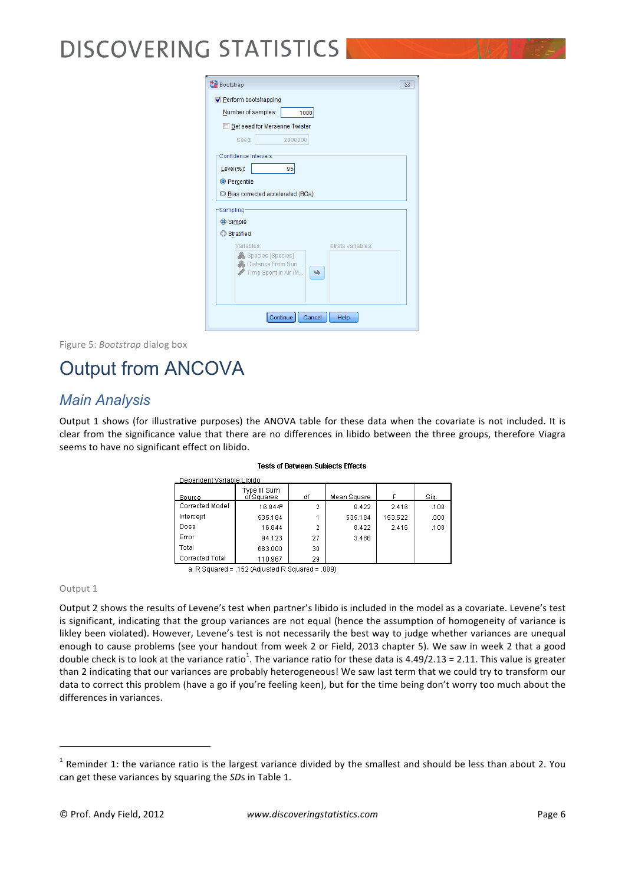Figure 5: *Bootstrap* dialog box

# Output from ANCOVA

## *Main Analysis*

Output 1 shows (for illustrative purposes) the ANOVA table for these data when the covariate is not included. It is clear from the significance value that there are no differences in libido between the three groups, therefore Viagra seems to have no significant effect on libido.

**Tests of Between-Subjects Effects**

Dependent Variable:Libido

| Source | Type III Sum of Squares | df | Mean Square | F | Sig. |
|---|---|---|---|---|---|
| Corrected Model | 16.844[a] | 2 | 8.422 | 2.416 | .108 |
| Intercept | 535.184 | 1 | 535.184 | 153.522 | .000 |
| Dose | 16.844 | 2 | 8.422 | 2.416 | .108 |
| Error | 94.123 | 27 | 3.486 | | |
| Total | 683.000 | 30 | | | |
| Corrected Total | 110.967 | 29 | | | |

a. R Squared = .152 (Adjusted R Squared = .089)

Output 1

Output 2 shows the results of Levene's test when partner's libido is included in the model as a covariate. Levene's test is significant, indicating that the group variances are not equal (hence the assumption of homogeneity of variance is likley been violated). However, Levene's test is not necessarily the best way to judge whether variances are unequal enough to cause problems (see your handout from week 2 or Field, 2013 chapter 5). We saw in week 2 that a good double check is to look at the variance ratio[1]. The variance ratio for these data is 4.49/2.13 = 2.11. This value is greater than 2 indicating that our variances are probably heterogeneous! We saw last term that we could try to transform our data to correct this problem (have a go if you're feeling keen), but for the time being don't worry too much about the differences in variances.

[1] Reminder 1: the variance ratio is the largest variance divided by the smallest and should be less than about 2. You can get these variances by squaring the *SD*s in Table 1.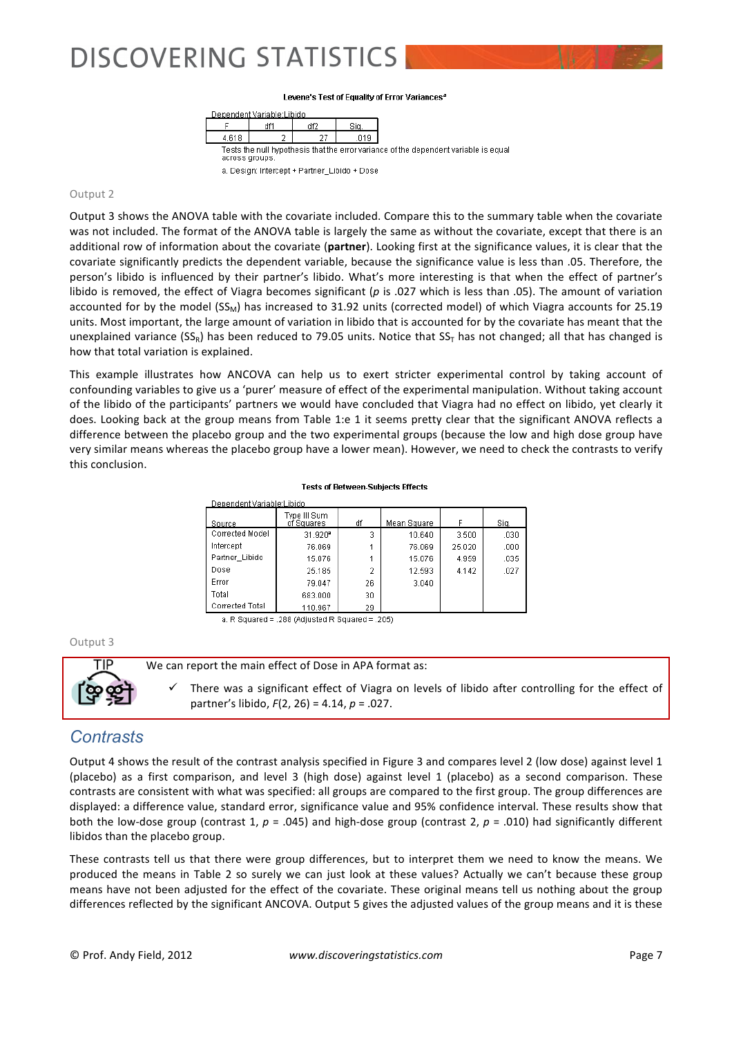**Levene's Test of Equality of Error Variances[a]**

Dependent Variable:Libido

| F | df1 | df2 | Sig. |
|---|---|---|---|
| 4.618 | 2 | 27 | .019 |

Tests the null hypothesis that the error variance of the dependent variable is equal across groups.

a. Design: Intercept + Partner_Libido + Dose

Output 2

Output 3 shows the ANOVA table with the covariate included. Compare this to the summary table when the covariate was not included. The format of the ANOVA table is largely the same as without the covariate, except that there is an additional row of information about the covariate (**partner**). Looking first at the significance values, it is clear that the covariate significantly predicts the dependent variable, because the significance value is less than .05. Therefore, the person's libido is influenced by their partner's libido. What's more interesting is that when the effect of partner's libido is removed, the effect of Viagra becomes significant (*p* is .027 which is less than .05). The amount of variation accounted for by the model ($SS_M$) has increased to 31.92 units (corrected model) of which Viagra accounts for 25.19 units. Most important, the large amount of variation in libido that is accounted for by the covariate has meant that the unexplained variance ($SS_R$) has been reduced to 79.05 units. Notice that $SS_T$ has not changed; all that has changed is how that total variation is explained.

This example illustrates how ANCOVA can help us to exert stricter experimental control by taking account of confounding variables to give us a 'purer' measure of effect of the experimental manipulation. Without taking account of the libido of the participants' partners we would have concluded that Viagra had no effect on libido, yet clearly it does. Looking back at the group means from Table 1:e 1 it seems pretty clear that the significant ANOVA reflects a difference between the placebo group and the two experimental groups (because the low and high dose group have very similar means whereas the placebo group have a lower mean). However, we need to check the contrasts to verify this conclusion.

**Tests of Between-Subjects Effects**

Dependent Variable:Libido

| Source | Type III Sum of Squares | df | Mean Square | F | Sig. |
|---|---|---|---|---|---|
| Corrected Model | 31.920[a] | 3 | 10.640 | 3.500 | .030 |
| Intercept | 76.069 | 1 | 76.069 | 25.020 | .000 |
| Partner_Libido | 15.076 | 1 | 15.076 | 4.959 | .035 |
| Dose | 25.185 | 2 | 12.593 | 4.142 | .027 |
| Error | 79.047 | 26 | 3.040 | | |
| Total | 683.000 | 30 | | | |
| Corrected Total | 110.967 | 29 | | | |

a. R Squared = .288 (Adjusted R Squared = .205)

Output 3

TIP

We can report the main effect of Dose in APA format as:

- ✓ There was a significant effect of Viagra on levels of libido after controlling for the effect of partner's libido, $F(2, 26) = 4.14$, $p = .027$.

## Contrasts

Output 4 shows the result of the contrast analysis specified in Figure 3 and compares level 2 (low dose) against level 1 (placebo) as a first comparison, and level 3 (high dose) against level 1 (placebo) as a second comparison. These contrasts are consistent with what was specified: all groups are compared to the first group. The group differences are displayed: a difference value, standard error, significance value and 95% confidence interval. These results show that both the low-dose group (contrast 1, $p = .045$) and high-dose group (contrast 2, $p = .010$) had significantly different libidos than the placebo group.

These contrasts tell us that there were group differences, but to interpret them we need to know the means. We produced the means in Table 2 so surely we can just look at these values? Actually we can't because these group means have not been adjusted for the effect of the covariate. These original means tell us nothing about the group differences reflected by the significant ANCOVA. Output 5 gives the adjusted values of the group means and it is these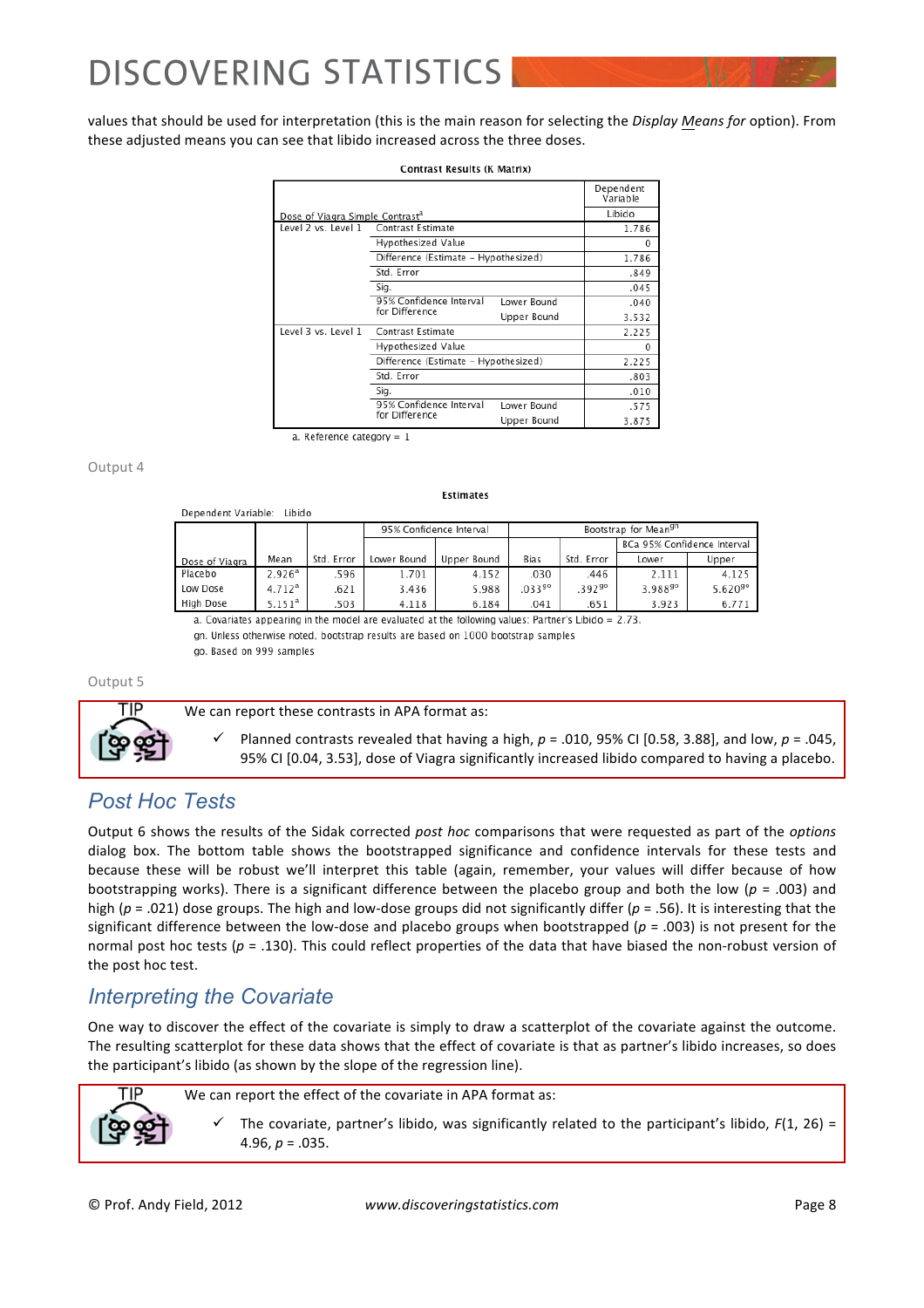values that should be used for interpretation (this is the main reason for selecting the *Display Means for* option). From these adjusted means you can see that libido increased across the three doses.

**Contrast Results (K Matrix)**

| Dose of Viagra Simple Contrast[a] | | | Dependent Variable: Libido |
|---|---|---|---|
| Level 2 vs. Level 1 | Contrast Estimate | | 1.786 |
| | Hypothesized Value | | 0 |
| | Difference (Estimate − Hypothesized) | | 1.786 |
| | Std. Error | | .849 |
| | Sig. | | .045 |
| | 95% Confidence Interval for Difference | Lower Bound | .040 |
| | | Upper Bound | 3.532 |
| Level 3 vs. Level 1 | Contrast Estimate | | 2.225 |
| | Hypothesized Value | | 0 |
| | Difference (Estimate − Hypothesized) | | 2.225 |
| | Std. Error | | .803 |
| | Sig. | | .010 |
| | 95% Confidence Interval for Difference | Lower Bound | .575 |
| | | Upper Bound | 3.875 |

a. Reference category = 1

Output 4

**Estimates**

Dependent Variable: Libido

| Dose of Viagra | Mean | Std. Error | 95% Confidence Interval | | Bootstrap for Mean[gn] | | | |
|---|---|---|---|---|---|---|---|---|
| | | | | | | | BCa 95% Confidence Interval | |
| | | | Lower Bound | Upper Bound | Bias | Std. Error | Lower | Upper |
| Placebo | 2.926[a] | .596 | 1.701 | 4.152 | .030 | .446 | 2.111 | 4.125 |
| Low Dose | 4.712[a] | .621 | 3.436 | 5.988 | .033[go] | .392[go] | 3.988[go] | 5.620[go] |
| High Dose | 5.151[a] | .503 | 4.118 | 6.184 | .041 | .651 | 3.923 | 6.771 |

a. Covariates appearing in the model are evaluated at the following values: Partner's Libido = 2.73.

gn. Unless otherwise noted, bootstrap results are based on 1000 bootstrap samples

go. Based on 999 samples

Output 5

TIP

We can report these contrasts in APA format as:

- ✓ Planned contrasts revealed that having a high, $p$ = .010, 95% CI [0.58, 3.88], and low, $p$ = .045, 95% CI [0.04, 3.53], dose of Viagra significantly increased libido compared to having a placebo.

## *Post Hoc Tests*

Output 6 shows the results of the Sidak corrected *post hoc* comparisons that were requested as part of the *options* dialog box. The bottom table shows the bootstrapped significance and confidence intervals for these tests and because these will be robust we'll interpret this table (again, remember, your values will differ because of how bootstrapping works). There is a significant difference between the placebo group and both the low ($p$ = .003) and high ($p$ = .021) dose groups. The high and low-dose groups did not significantly differ ($p$ = .56). It is interesting that the significant difference between the low-dose and placebo groups when bootstrapped ($p$ = .003) is not present for the normal post hoc tests ($p$ = .130). This could reflect properties of the data that have biased the non-robust version of the post hoc test.

## *Interpreting the Covariate*

One way to discover the effect of the covariate is simply to draw a scatterplot of the covariate against the outcome. The resulting scatterplot for these data shows that the effect of covariate is that as partner's libido increases, so does the participant's libido (as shown by the slope of the regression line).

TIP

We can report the effect of the covariate in APA format as:

- ✓ The covariate, partner's libido, was significantly related to the participant's libido, $F(1, 26)$ = 4.96, $p$ = .035.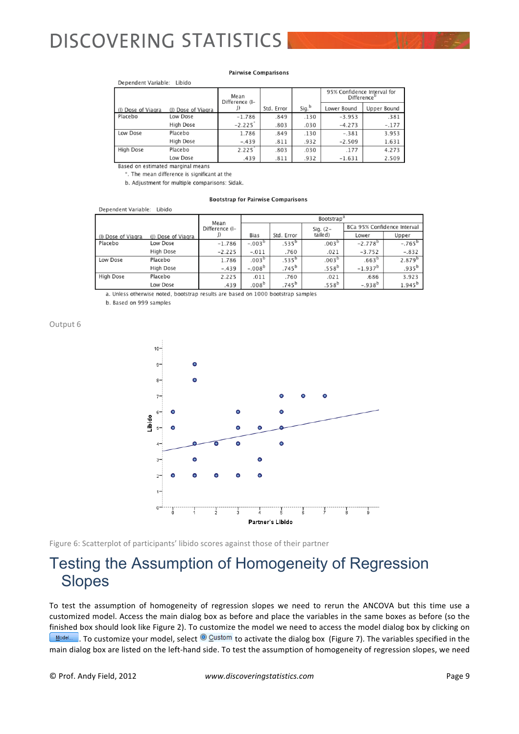**Pairwise Comparisons**

Dependent Variable: Libido

| (I) Dose of Viagra | (J) Dose of Viagra | Mean Difference (I-J) | Std. Error | Sig.[b] | 95% Confidence Interval for Difference[b] Lower Bound | Upper Bound |
|---|---|---|---|---|---|---|
| Placebo | Low Dose | -1.786 | .849 | .130 | -3.953 | .381 |
| | High Dose | -2.225* | .803 | .030 | -4.273 | -.177 |
| Low Dose | Placebo | 1.786 | .849 | .130 | -.381 | 3.953 |
| | High Dose | -.439 | .811 | .932 | -2.509 | 1.631 |
| High Dose | Placebo | 2.225* | .803 | .030 | .177 | 4.273 |
| | Low Dose | .439 | .811 | .932 | -1.631 | 2.509 |

Based on estimated marginal means

*. The mean difference is significant at the

b. Adjustment for multiple comparisons: Sidak.

**Bootstrap for Pairwise Comparisons**

Dependent Variable: Libido

| (I) Dose of Viagra | (J) Dose of Viagra | Mean Difference (I-J) | Bootstrap[a] Bias | Std. Error | Sig. (2-tailed) | BCa 95% Confidence Interval Lower | Upper |
|---|---|---|---|---|---|---|---|
| Placebo | Low Dose | -1.786 | -.003[b] | .535[b] | .003[b] | -2.778[b] | -.765[b] |
| | High Dose | -2.225 | -.011 | .760 | .021 | -3.752 | -.832 |
| Low Dose | Placebo | 1.786 | .003[b] | .535[b] | .003[b] | .663[b] | 2.879[b] |
| | High Dose | -.439 | -.008[b] | .745[b] | .558[b] | -1.937[b] | .935[b] |
| High Dose | Placebo | 2.225 | .011 | .760 | .021 | .686 | 3.923 |
| | Low Dose | .439 | .008[b] | .745[b] | .558[b] | -.938[b] | 1.945[b] |

a. Unless otherwise noted, bootstrap results are based on 1000 bootstrap samples

b. Based on 999 samples

Output 6

Figure 6: Scatterplot of participants' libido scores against those of their partner

# Testing the Assumption of Homogeneity of Regression Slopes

To test the assumption of homogeneity of regression slopes we need to rerun the ANCOVA but this time use a customized model. Access the main dialog box as before and place the variables in the same boxes as before (so the finished box should look like Figure 2). To customize the model we need to access the model dialog box by clicking on Model... . To customize your model, select Custom to activate the dialog box (Figure 7). The variables specified in the main dialog box are listed on the left-hand side. To test the assumption of homogeneity of regression slopes, we need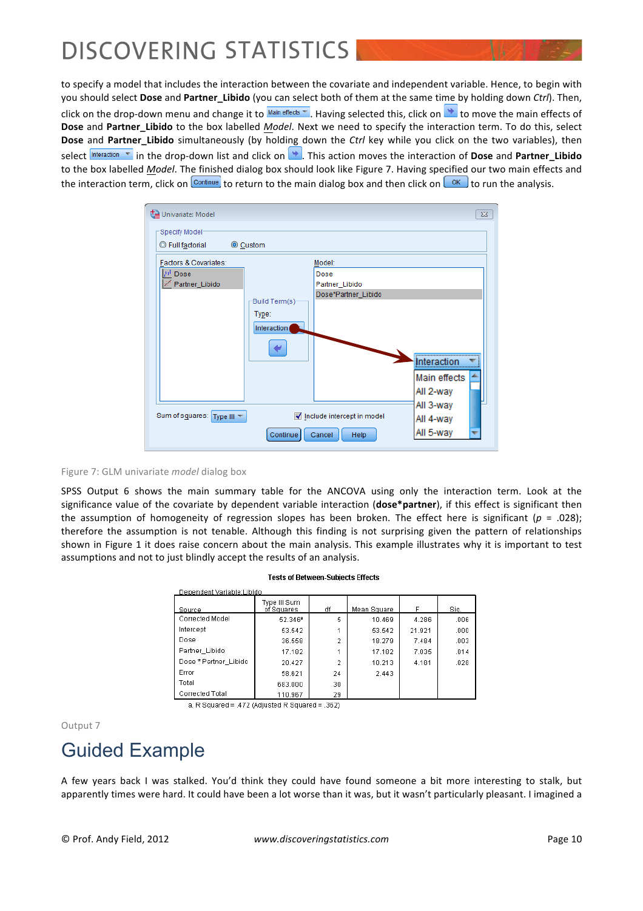to specify a model that includes the interaction between the covariate and independent variable. Hence, to begin with you should select **Dose** and **Partner_Libido** (you can select both of them at the same time by holding down *Ctrl*). Then, click on the drop-down menu and change it to Main effects. Having selected this, click on the arrow to move the main effects of **Dose** and **Partner_Libido** to the box labelled *Model*. Next we need to specify the interaction term. To do this, select **Dose** and **Partner_Libido** simultaneously (by holding down the *Ctrl* key while you click on the two variables), then select Interaction in the drop-down list and click on the arrow. This action moves the interaction of **Dose** and **Partner_Libido** to the box labelled *Model*. The finished dialog box should look like Figure 7. Having specified our two main effects and the interaction term, click on Continue to return to the main dialog box and then click on OK to run the analysis.

Figure 7: GLM univariate *model* dialog box

SPSS Output 6 shows the main summary table for the ANCOVA using only the interaction term. Look at the significance value of the covariate by dependent variable interaction (**dose*partner**), if this effect is significant then the assumption of homogeneity of regression slopes has been broken. The effect here is significant ($p$ = .028); therefore the assumption is not tenable. Although this finding is not surprising given the pattern of relationships shown in Figure 1 it does raise concern about the main analysis. This example illustrates why it is important to test assumptions and not to just blindly accept the results of an analysis.

**Tests of Between-Subjects Effects**

Dependent Variable:Libido

| Source | Type III Sum of Squares | df | Mean Square | F | Sig. |
|---|---|---|---|---|---|
| Corrected Model | 52.346a | 5 | 10.469 | 4.286 | .006 |
| Intercept | 53.542 | 1 | 53.542 | 21.921 | .000 |
| Dose | 36.558 | 2 | 18.279 | 7.484 | .003 |
| Partner_Libido | 17.182 | 1 | 17.182 | 7.035 | .014 |
| Dose * Partner_Libido | 20.427 | 2 | 10.213 | 4.181 | .028 |
| Error | 58.621 | 24 | 2.443 | | |
| Total | 683.000 | 30 | | | |
| Corrected Total | 110.967 | 29 | | | |

a. R Squared = .472 (Adjusted R Squared = .362)

Output 7

# Guided Example

A few years back I was stalked. You'd think they could have found someone a bit more interesting to stalk, but apparently times were hard. It could have been a lot worse than it was, but it wasn't particularly pleasant. I imagined a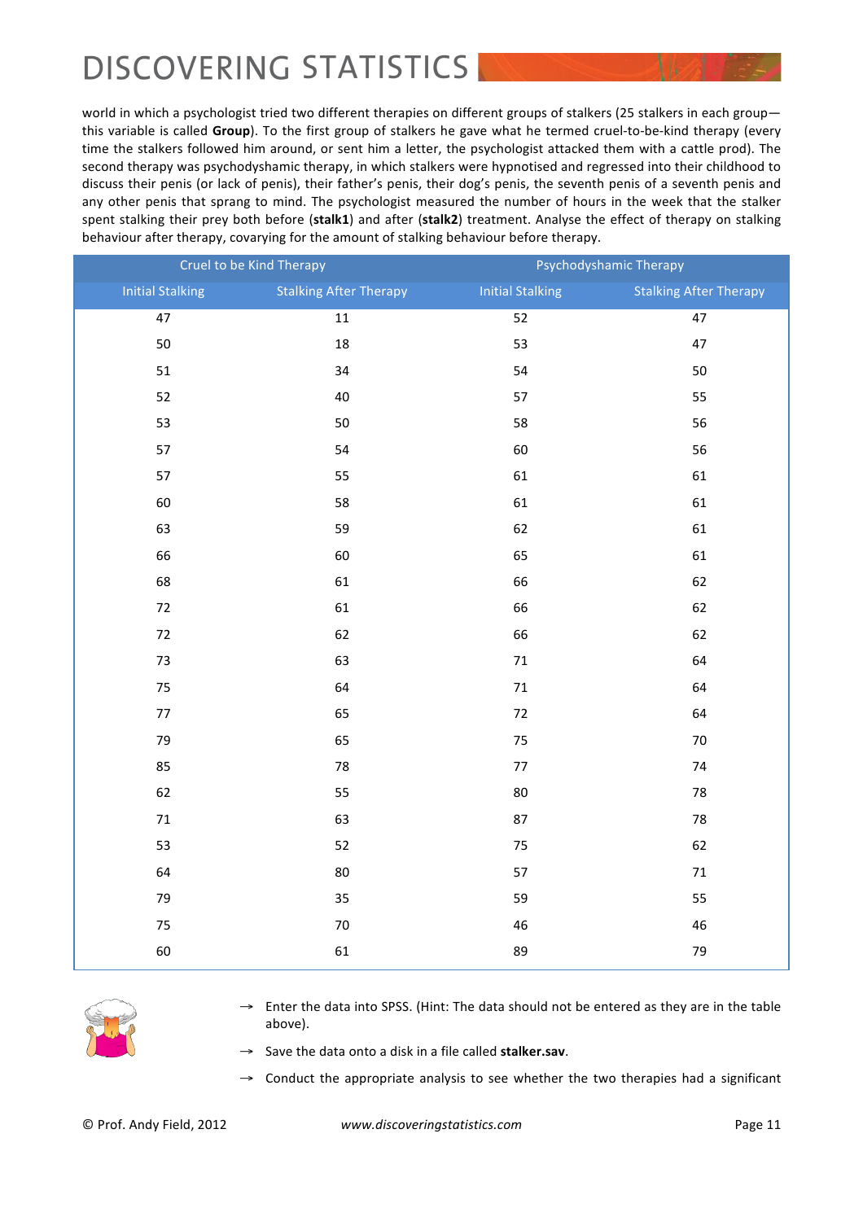world in which a psychologist tried two different therapies on different groups of stalkers (25 stalkers in each group—this variable is called **Group**). To the first group of stalkers he gave what he termed cruel-to-be-kind therapy (every time the stalkers followed him around, or sent him a letter, the psychologist attacked them with a cattle prod). The second therapy was psychodyshamic therapy, in which stalkers were hypnotised and regressed into their childhood to discuss their penis (or lack of penis), their father's penis, their dog's penis, the seventh penis of a seventh penis and any other penis that sprang to mind. The psychologist measured the number of hours in the week that the stalker spent stalking their prey both before (**stalk1**) and after (**stalk2**) treatment. Analyse the effect of therapy on stalking behaviour after therapy, covarying for the amount of stalking behaviour before therapy.

| Cruel to be Kind Therapy | | Psychodyshamic Therapy | |
|---|---|---|---|
| Initial Stalking | Stalking After Therapy | Initial Stalking | Stalking After Therapy |
| 47 | 11 | 52 | 47 |
| 50 | 18 | 53 | 47 |
| 51 | 34 | 54 | 50 |
| 52 | 40 | 57 | 55 |
| 53 | 50 | 58 | 56 |
| 57 | 54 | 60 | 56 |
| 57 | 55 | 61 | 61 |
| 60 | 58 | 61 | 61 |
| 63 | 59 | 62 | 61 |
| 66 | 60 | 65 | 61 |
| 68 | 61 | 66 | 62 |
| 72 | 61 | 66 | 62 |
| 72 | 62 | 66 | 62 |
| 73 | 63 | 71 | 64 |
| 75 | 64 | 71 | 64 |
| 77 | 65 | 72 | 64 |
| 79 | 65 | 75 | 70 |
| 85 | 78 | 77 | 74 |
| 62 | 55 | 80 | 78 |
| 71 | 63 | 87 | 78 |
| 53 | 52 | 75 | 62 |
| 64 | 80 | 57 | 71 |
| 79 | 35 | 59 | 55 |
| 75 | 70 | 46 | 46 |
| 60 | 61 | 89 | 79 |

- → Enter the data into SPSS. (Hint: The data should not be entered as they are in the table above).
- → Save the data onto a disk in a file called **stalker.sav**.
- → Conduct the appropriate analysis to see whether the two therapies had a significant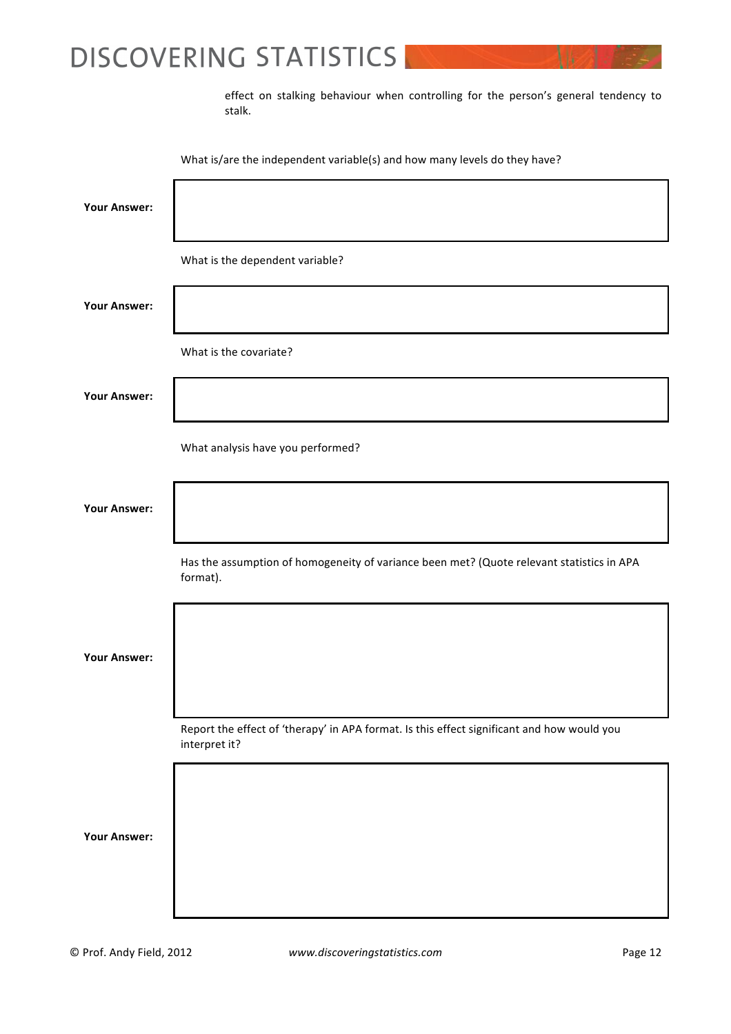effect on stalking behaviour when controlling for the person's general tendency to stalk.

What is/are the independent variable(s) and how many levels do they have?

**Your Answer:**

What is the dependent variable?

**Your Answer:**

What is the covariate?

**Your Answer:**

What analysis have you performed?

**Your Answer:**

Has the assumption of homogeneity of variance been met? (Quote relevant statistics in APA format).

**Your Answer:**

Report the effect of 'therapy' in APA format. Is this effect significant and how would you interpret it?

**Your Answer:**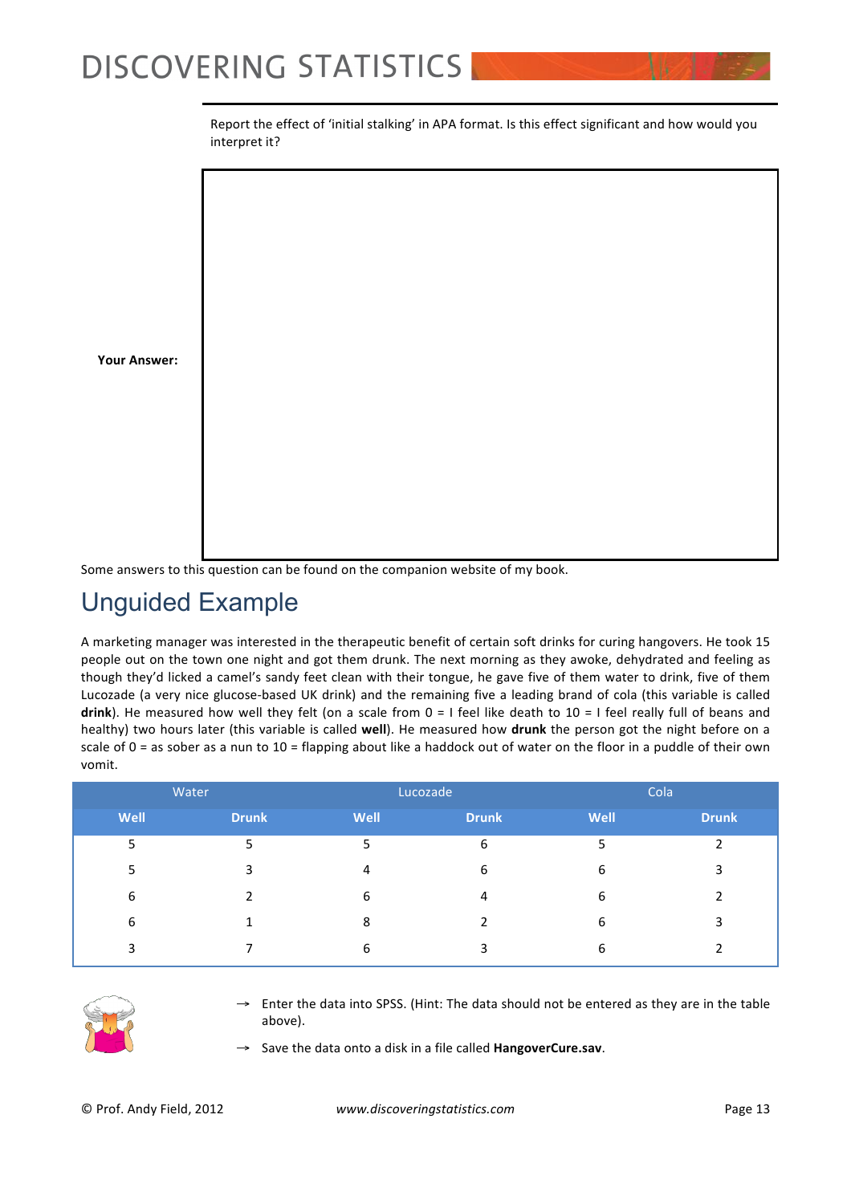Report the effect of 'initial stalking' in APA format. Is this effect significant and how would you interpret it?

**Your Answer:**

Some answers to this question can be found on the companion website of my book.

## Unguided Example

A marketing manager was interested in the therapeutic benefit of certain soft drinks for curing hangovers. He took 15 people out on the town one night and got them drunk. The next morning as they awoke, dehydrated and feeling as though they'd licked a camel's sandy feet clean with their tongue, he gave five of them water to drink, five of them Lucozade (a very nice glucose-based UK drink) and the remaining five a leading brand of cola (this variable is called **drink**). He measured how well they felt (on a scale from 0 = I feel like death to 10 = I feel really full of beans and healthy) two hours later (this variable is called **well**). He measured how **drunk** the person got the night before on a scale of 0 = as sober as a nun to 10 = flapping about like a haddock out of water on the floor in a puddle of their own vomit.

| Water | | Lucozade | | Cola | |
|---|---|---|---|---|---|
| **Well** | **Drunk** | **Well** | **Drunk** | **Well** | **Drunk** |
| 5 | 5 | 5 | 6 | 5 | 2 |
| 5 | 3 | 4 | 6 | 6 | 3 |
| 6 | 2 | 6 | 4 | 6 | 2 |
| 6 | 1 | 8 | 2 | 6 | 3 |
| 3 | 7 | 6 | 3 | 6 | 2 |

- → Enter the data into SPSS. (Hint: The data should not be entered as they are in the table above).
- → Save the data onto a disk in a file called **HangoverCure.sav**.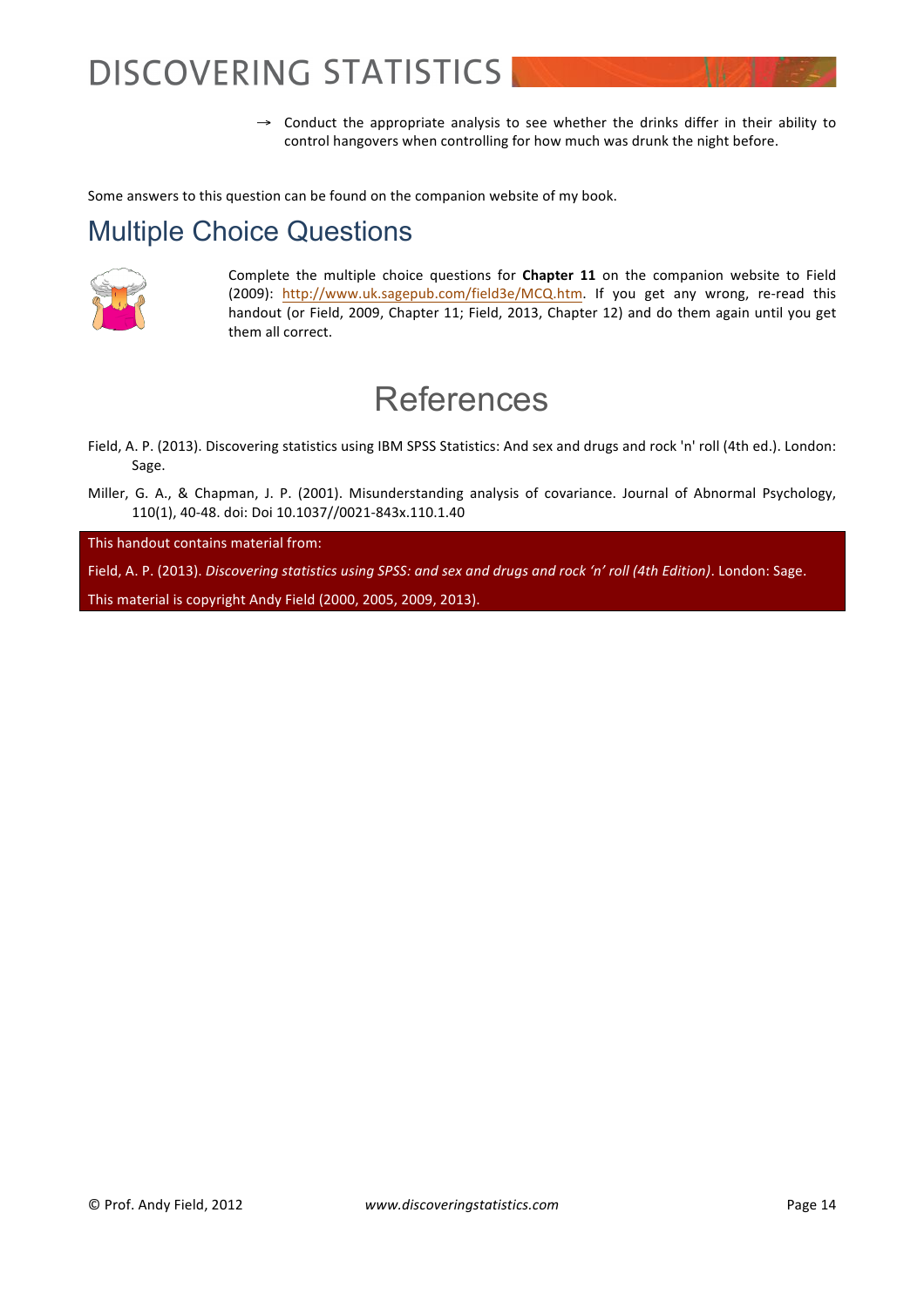→ Conduct the appropriate analysis to see whether the drinks differ in their ability to control hangovers when controlling for how much was drunk the night before.

Some answers to this question can be found on the companion website of my book.

## Multiple Choice Questions

Complete the multiple choice questions for **Chapter 11** on the companion website to Field (2009): http://www.uk.sagepub.com/field3e/MCQ.htm. If you get any wrong, re-read this handout (or Field, 2009, Chapter 11; Field, 2013, Chapter 12) and do them again until you get them all correct.

# References

Field, A. P. (2013). Discovering statistics using IBM SPSS Statistics: And sex and drugs and rock 'n' roll (4th ed.). London: Sage.

Miller, G. A., & Chapman, J. P. (2001). Misunderstanding analysis of covariance. Journal of Abnormal Psychology, 110(1), 40-48. doi: Doi 10.1037//0021-843x.110.1.40

This handout contains material from:

Field, A. P. (2013). *Discovering statistics using SPSS: and sex and drugs and rock 'n' roll (4th Edition)*. London: Sage.

This material is copyright Andy Field (2000, 2005, 2009, 2013).